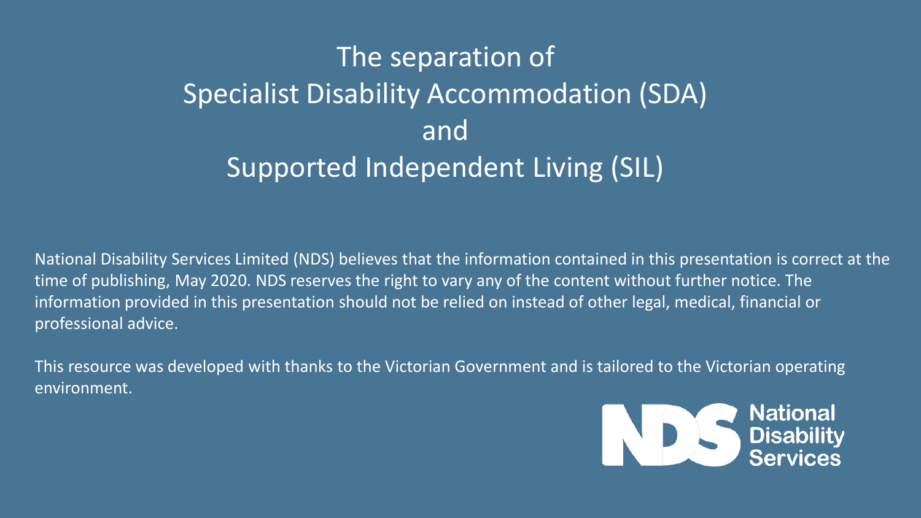# The separation of Specialist Disability Accommodation (SDA) and Supported Independent Living (SIL)

National Disability Services Limited (NDS) believes that the information contained in this presentation is correct at the time of publishing, May 2020. NDS reserves the right to vary any of the content without further notice. The information provided in this presentation should not be relied on instead of other legal, medical, financial or professional advice.

This resource was developed with thanks to the Victorian Government and is tailored to the Victorian operating environment.

National Disability Services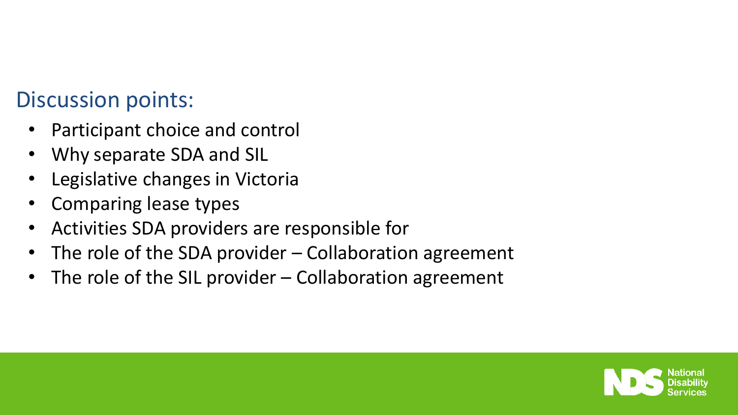## Discussion points:

- Participant choice and control
- Why separate SDA and SIL
- Legislative changes in Victoria
- Comparing lease types
- Activities SDA providers are responsible for
- The role of the SDA provider – Collaboration agreement
- The role of the SIL provider – Collaboration agreement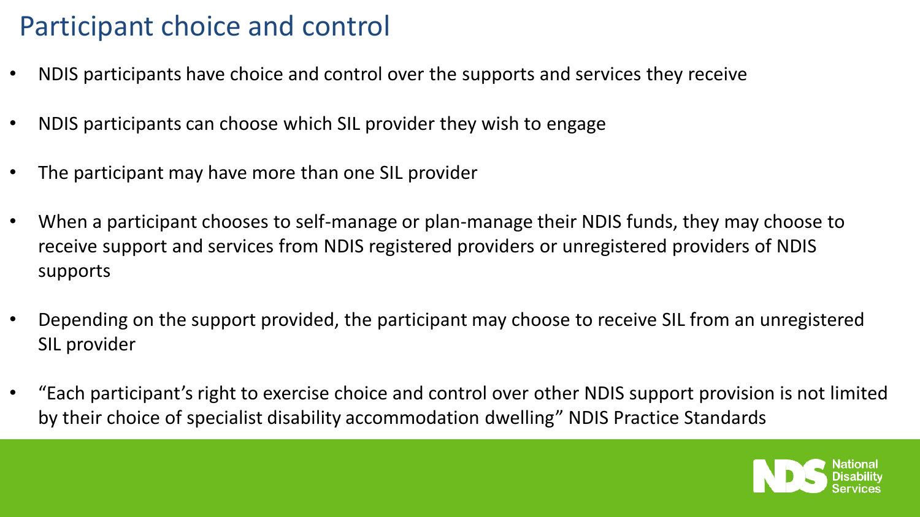# Participant choice and control

- NDIS participants have choice and control over the supports and services they receive
- NDIS participants can choose which SIL provider they wish to engage
- The participant may have more than one SIL provider
- When a participant chooses to self-manage or plan-manage their NDIS funds, they may choose to receive support and services from NDIS registered providers or unregistered providers of NDIS supports
- Depending on the support provided, the participant may choose to receive SIL from an unregistered SIL provider
- "Each participant's right to exercise choice and control over other NDIS support provision is not limited by their choice of specialist disability accommodation dwelling" NDIS Practice Standards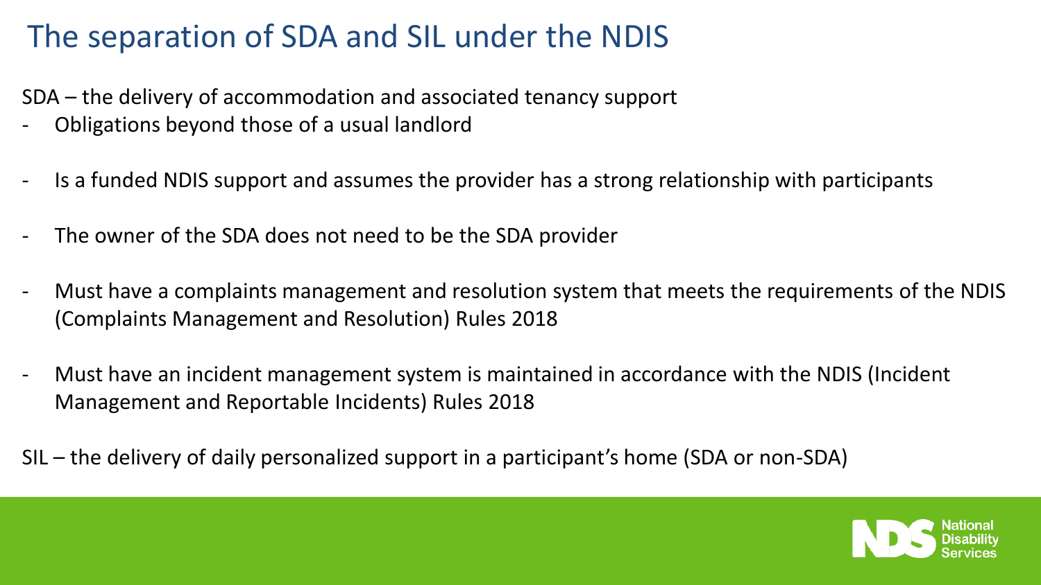# The separation of SDA and SIL under the NDIS

SDA – the delivery of accommodation and associated tenancy support

- Obligations beyond those of a usual landlord
- Is a funded NDIS support and assumes the provider has a strong relationship with participants
- The owner of the SDA does not need to be the SDA provider
- Must have a complaints management and resolution system that meets the requirements of the NDIS (Complaints Management and Resolution) Rules 2018
- Must have an incident management system is maintained in accordance with the NDIS (Incident Management and Reportable Incidents) Rules 2018

SIL – the delivery of daily personalized support in a participant's home (SDA or non-SDA)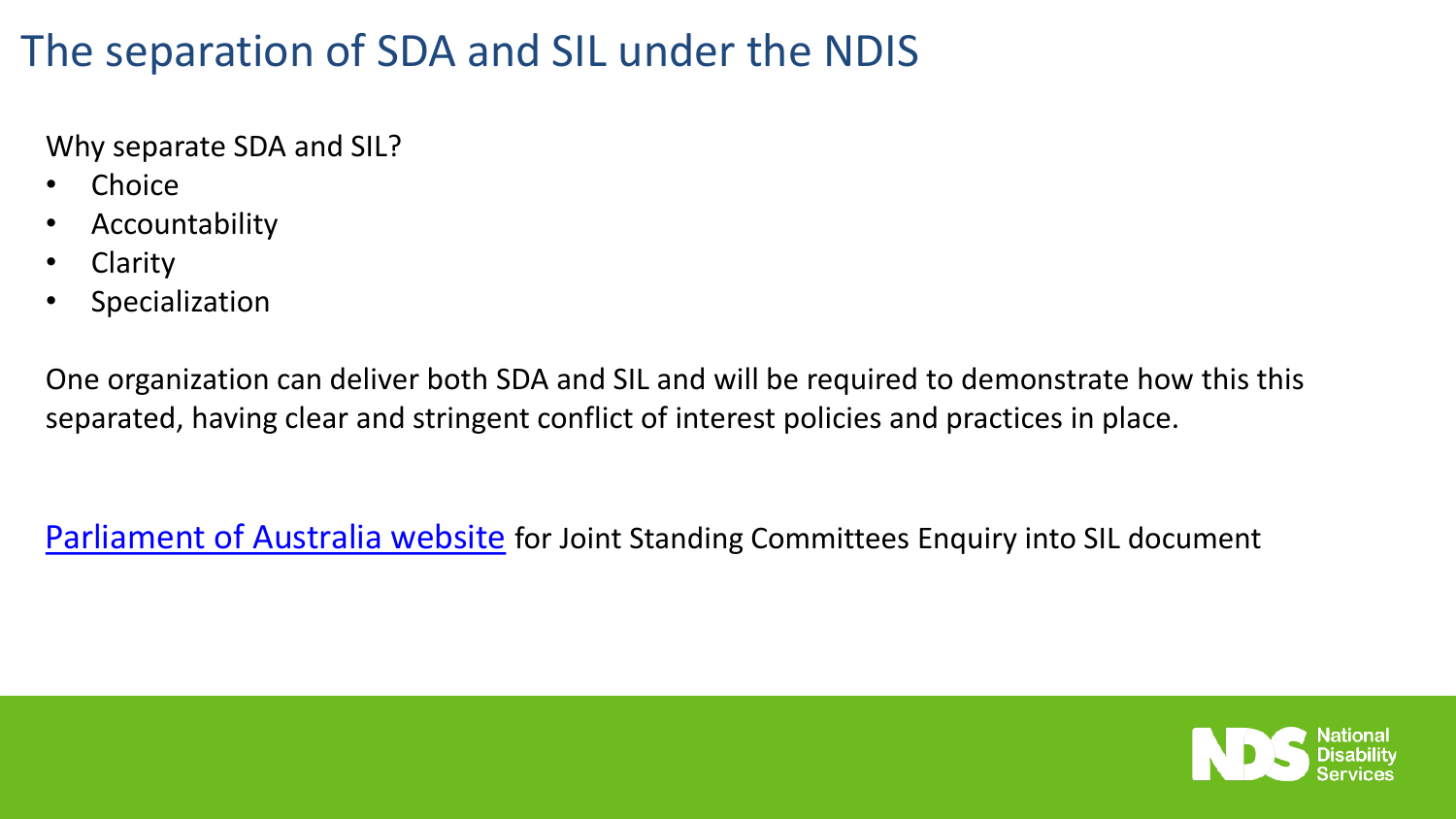# The separation of SDA and SIL under the NDIS

Why separate SDA and SIL?

- Choice
- Accountability
- Clarity
- Specialization

One organization can deliver both SDA and SIL and will be required to demonstrate how this this separated, having clear and stringent conflict of interest policies and practices in place.

Parliament of Australia website for Joint Standing Committees Enquiry into SIL document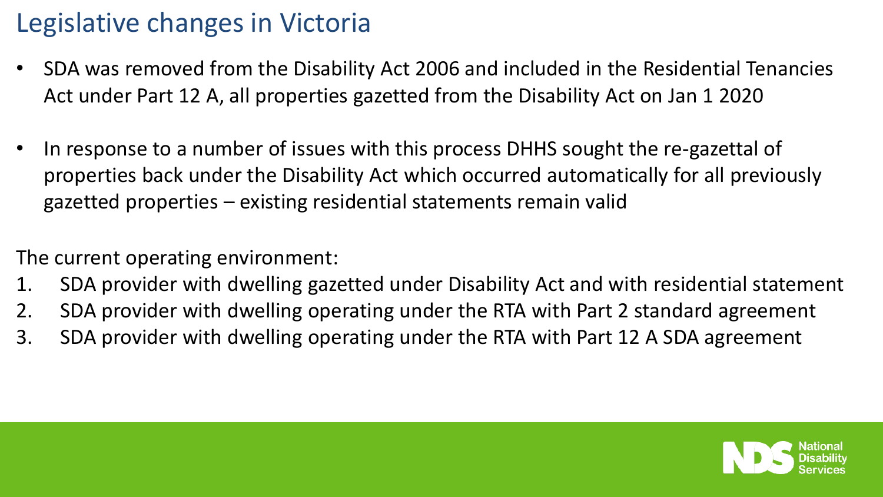# Legislative changes in Victoria

- SDA was removed from the Disability Act 2006 and included in the Residential Tenancies Act under Part 12 A, all properties gazetted from the Disability Act on Jan 1 2020
- In response to a number of issues with this process DHHS sought the re-gazettal of properties back under the Disability Act which occurred automatically for all previously gazetted properties – existing residential statements remain valid

The current operating environment:

1. SDA provider with dwelling gazetted under Disability Act and with residential statement
2. SDA provider with dwelling operating under the RTA with Part 2 standard agreement
3. SDA provider with dwelling operating under the RTA with Part 12 A SDA agreement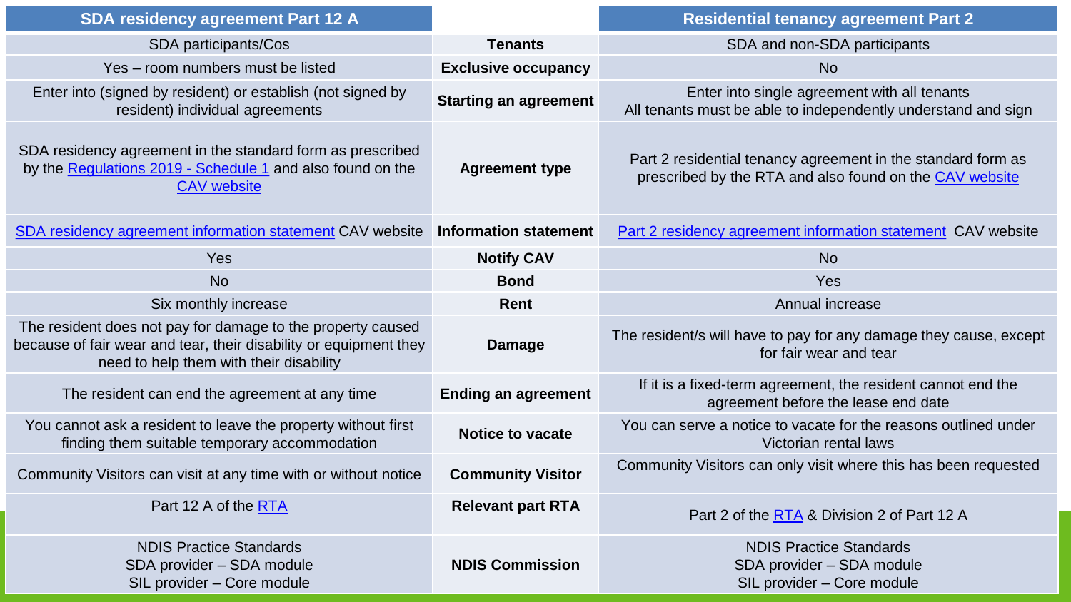| SDA residency agreement Part 12 A | | Residential tenancy agreement Part 2 |
|---|---|---|
| SDA participants/Cos | **Tenants** | SDA and non-SDA participants |
| Yes – room numbers must be listed | **Exclusive occupancy** | No |
| Enter into (signed by resident) or establish (not signed by resident) individual agreements | **Starting an agreement** | Enter into single agreement with all tenants<br>All tenants must be able to independently understand and sign |
| SDA residency agreement in the standard form as prescribed by the Regulations 2019 - Schedule 1 and also found on the CAV website | **Agreement type** | Part 2 residential tenancy agreement in the standard form as prescribed by the RTA and also found on the CAV website |
| SDA residency agreement information statement CAV website | **Information statement** | Part 2 residency agreement information statement CAV website |
| Yes | **Notify CAV** | No |
| No | **Bond** | Yes |
| Six monthly increase | **Rent** | Annual increase |
| The resident does not pay for damage to the property caused because of fair wear and tear, their disability or equipment they need to help them with their disability | **Damage** | The resident/s will have to pay for any damage they cause, except for fair wear and tear |
| The resident can end the agreement at any time | **Ending an agreement** | If it is a fixed-term agreement, the resident cannot end the agreement before the lease end date |
| You cannot ask a resident to leave the property without first finding them suitable temporary accommodation | **Notice to vacate** | You can serve a notice to vacate for the reasons outlined under Victorian rental laws |
| Community Visitors can visit at any time with or without notice | **Community Visitor** | Community Visitors can only visit where this has been requested |
| Part 12 A of the RTA | **Relevant part RTA** | Part 2 of the RTA & Division 2 of Part 12 A |
| NDIS Practice Standards<br>SDA provider – SDA module<br>SIL provider – Core module | **NDIS Commission** | NDIS Practice Standards<br>SDA provider – SDA module<br>SIL provider – Core module |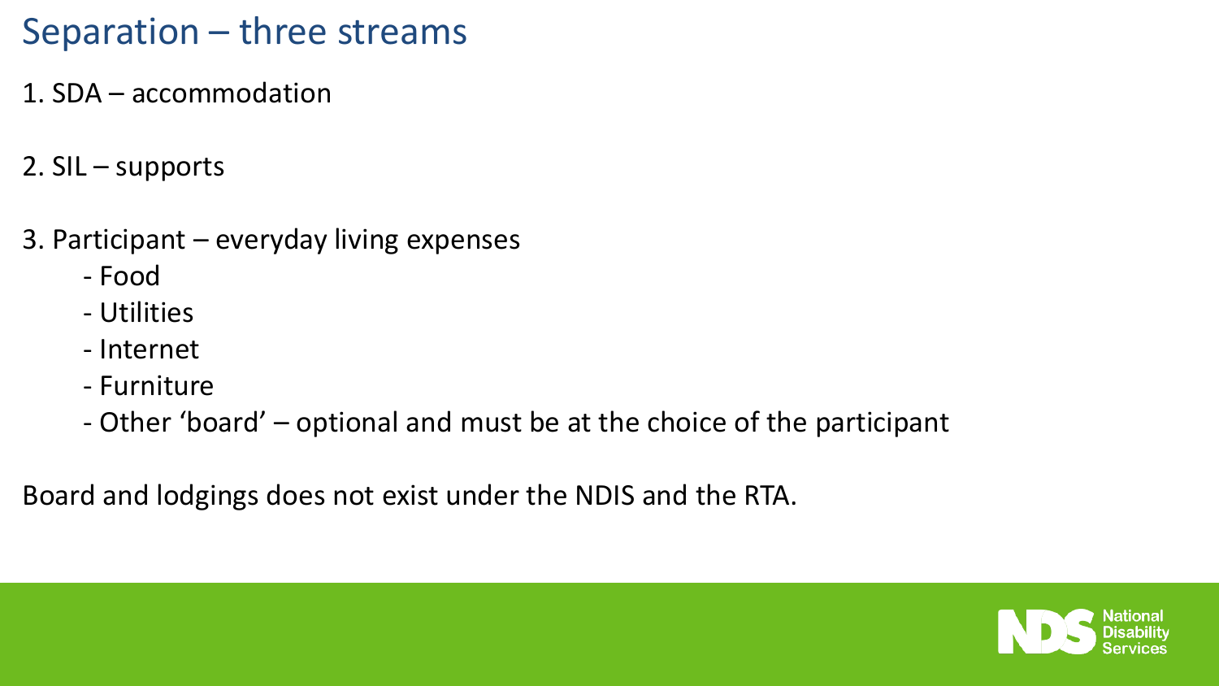# Separation – three streams

1. SDA – accommodation

2. SIL – supports

3. Participant – everyday living expenses
    - Food
    - Utilities
    - Internet
    - Furniture
    - Other 'board' – optional and must be at the choice of the participant

Board and lodgings does not exist under the NDIS and the RTA.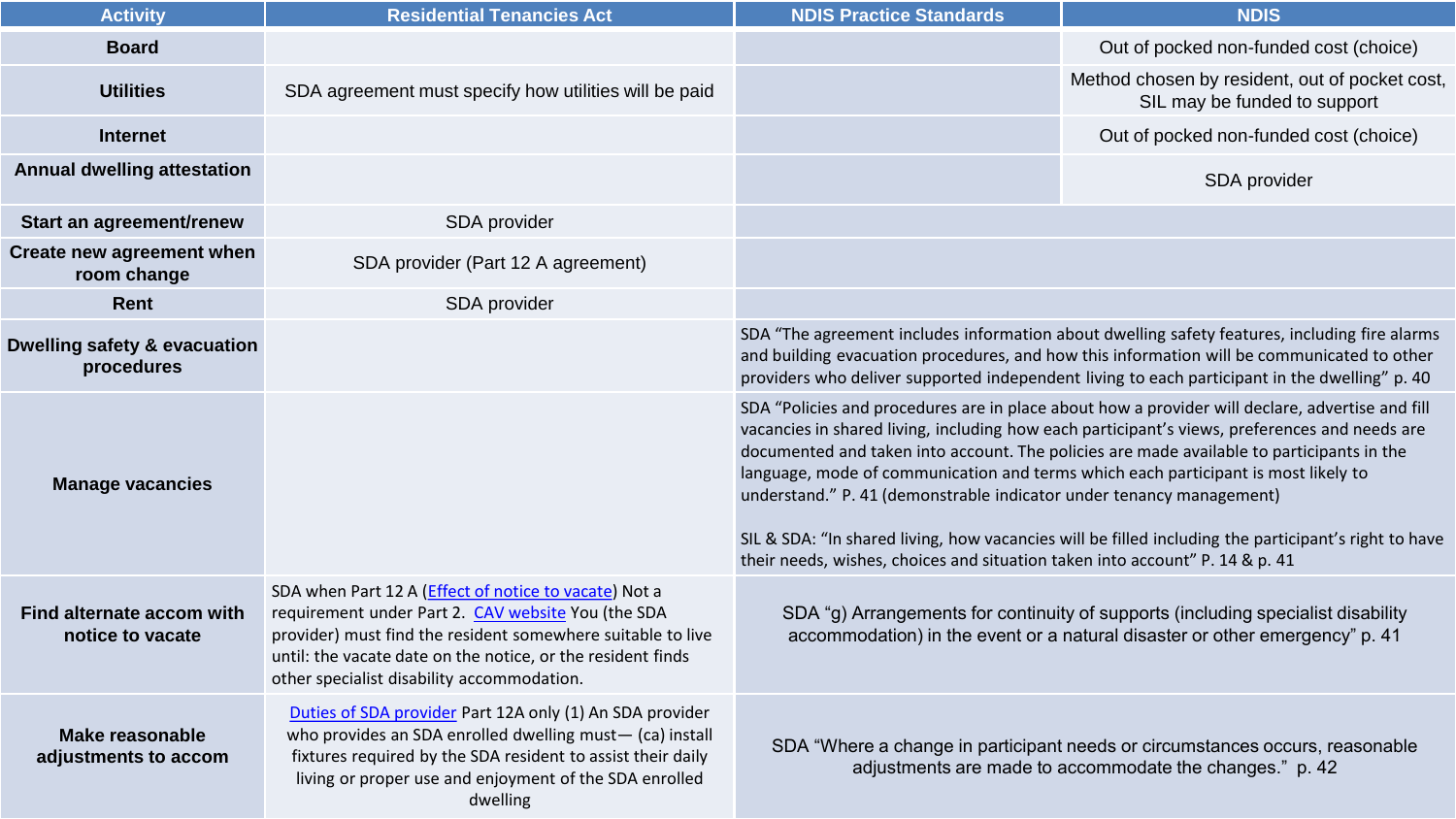| Activity | Residential Tenancies Act | NDIS Practice Standards | NDIS |
|---|---|---|---|
| **Board** | | | Out of pocked non-funded cost (choice) |
| **Utilities** | SDA agreement must specify how utilities will be paid | | Method chosen by resident, out of pocket cost, SIL may be funded to support |
| **Internet** | | | Out of pocked non-funded cost (choice) |
| **Annual dwelling attestation** | | | SDA provider |
| **Start an agreement/renew** | SDA provider | | |
| **Create new agreement when room change** | SDA provider (Part 12 A agreement) | | |
| **Rent** | SDA provider | | |
| **Dwelling safety & evacuation procedures** | | SDA “The agreement includes information about dwelling safety features, including fire alarms and building evacuation procedures, and how this information will be communicated to other providers who deliver supported independent living to each participant in the dwelling” p. 40 | |
| **Manage vacancies** | | SDA “Policies and procedures are in place about how a provider will declare, advertise and fill vacancies in shared living, including how each participant’s views, preferences and needs are documented and taken into account. The policies are made available to participants in the language, mode of communication and terms which each participant is most likely to understand.” P. 41 (demonstrable indicator under tenancy management)<br><br>SIL & SDA: “In shared living, how vacancies will be filled including the participant’s right to have their needs, wishes, choices and situation taken into account” P. 14 & p. 41 | |
| **Find alternate accom with notice to vacate** | SDA when Part 12 A (Effect of notice to vacate) Not a requirement under Part 2. CAV website You (the SDA provider) must find the resident somewhere suitable to live until: the vacate date on the notice, or the resident finds other specialist disability accommodation. | SDA “g) Arrangements for continuity of supports (including specialist disability accommodation) in the event or a natural disaster or other emergency” p. 41 | |
| **Make reasonable adjustments to accom** | Duties of SDA provider Part 12A only (1) An SDA provider who provides an SDA enrolled dwelling must— (ca) install fixtures required by the SDA resident to assist their daily living or proper use and enjoyment of the SDA enrolled dwelling | SDA “Where a change in participant needs or circumstances occurs, reasonable adjustments are made to accommodate the changes.” p. 42 | |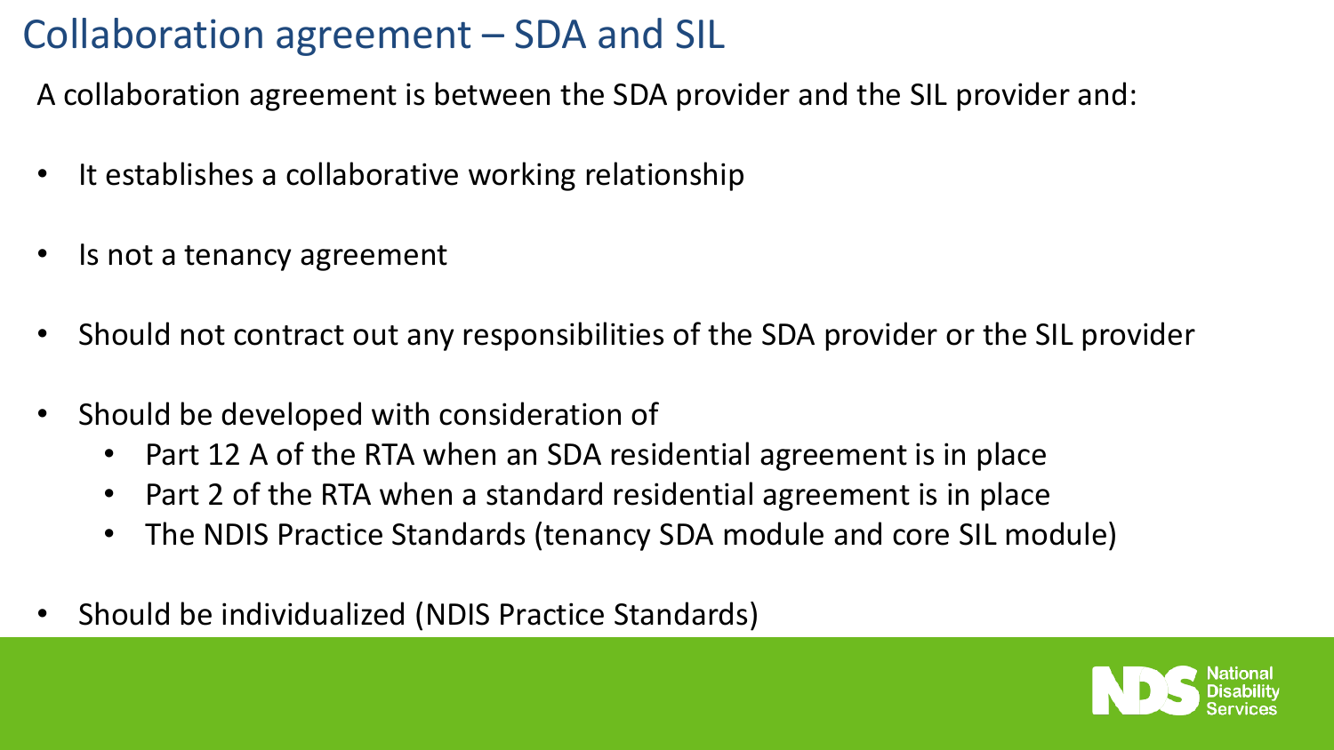# Collaboration agreement – SDA and SIL

A collaboration agreement is between the SDA provider and the SIL provider and:

- It establishes a collaborative working relationship
- Is not a tenancy agreement
- Should not contract out any responsibilities of the SDA provider or the SIL provider
- Should be developed with consideration of
  - Part 12 A of the RTA when an SDA residential agreement is in place
  - Part 2 of the RTA when a standard residential agreement is in place
  - The NDIS Practice Standards (tenancy SDA module and core SIL module)
- Should be individualized (NDIS Practice Standards)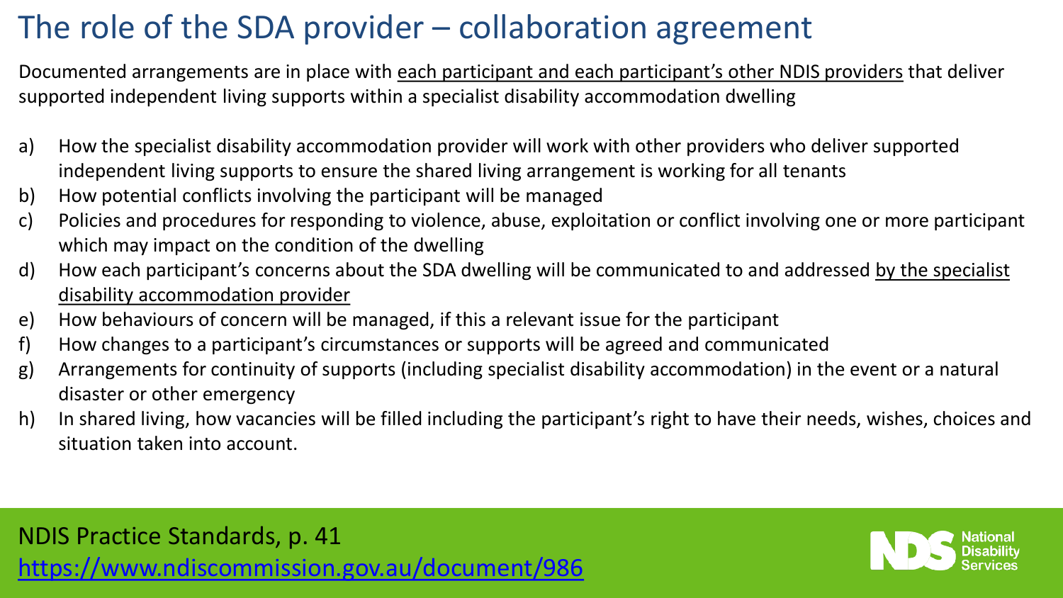# The role of the SDA provider – collaboration agreement

Documented arrangements are in place with each participant and each participant's other NDIS providers that deliver supported independent living supports within a specialist disability accommodation dwelling

a) How the specialist disability accommodation provider will work with other providers who deliver supported independent living supports to ensure the shared living arrangement is working for all tenants
b) How potential conflicts involving the participant will be managed
c) Policies and procedures for responding to violence, abuse, exploitation or conflict involving one or more participant which may impact on the condition of the dwelling
d) How each participant's concerns about the SDA dwelling will be communicated to and addressed by the specialist disability accommodation provider
e) How behaviours of concern will be managed, if this a relevant issue for the participant
f) How changes to a participant's circumstances or supports will be agreed and communicated
g) Arrangements for continuity of supports (including specialist disability accommodation) in the event or a natural disaster or other emergency
h) In shared living, how vacancies will be filled including the participant's right to have their needs, wishes, choices and situation taken into account.

NDIS Practice Standards, p. 41
https://www.ndiscommission.gov.au/document/986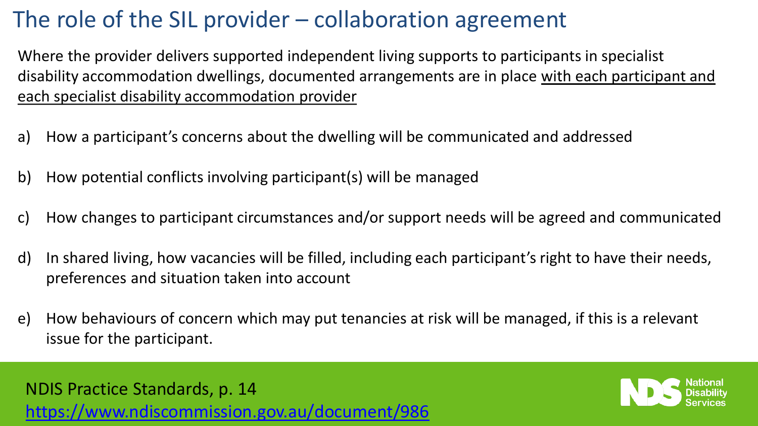# The role of the SIL provider – collaboration agreement

Where the provider delivers supported independent living supports to participants in specialist disability accommodation dwellings, documented arrangements are in place <u>with each participant and each specialist disability accommodation provider</u>

a) How a participant's concerns about the dwelling will be communicated and addressed

b) How potential conflicts involving participant(s) will be managed

c) How changes to participant circumstances and/or support needs will be agreed and communicated

d) In shared living, how vacancies will be filled, including each participant's right to have their needs, preferences and situation taken into account

e) How behaviours of concern which may put tenancies at risk will be managed, if this is a relevant issue for the participant.

NDIS Practice Standards, p. 14
https://www.ndiscommission.gov.au/document/986

National Disability Services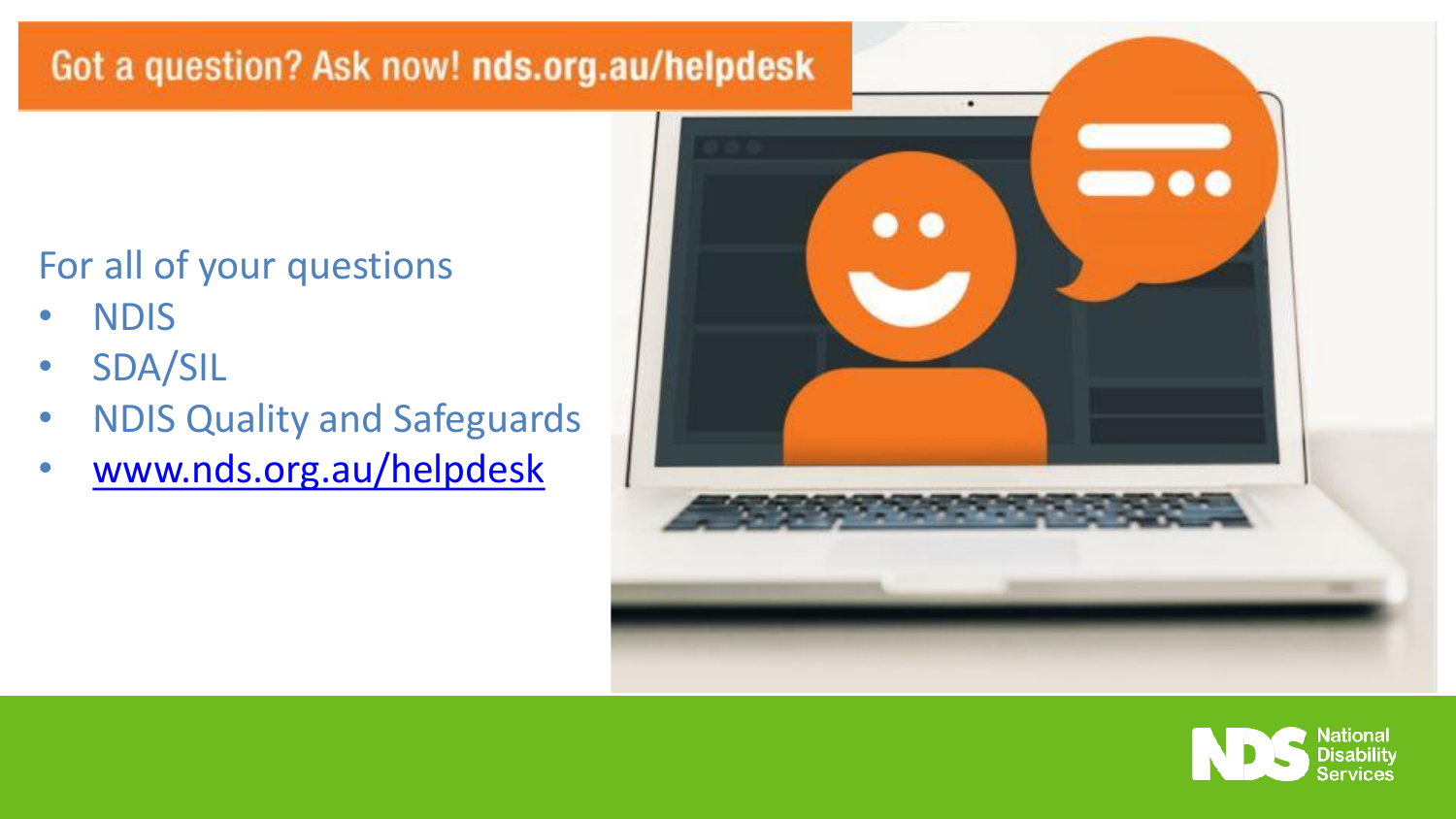# Got a question? Ask now! nds.org.au/helpdesk

For all of your questions

- NDIS
- SDA/SIL
- NDIS Quality and Safeguards
- www.nds.org.au/helpdesk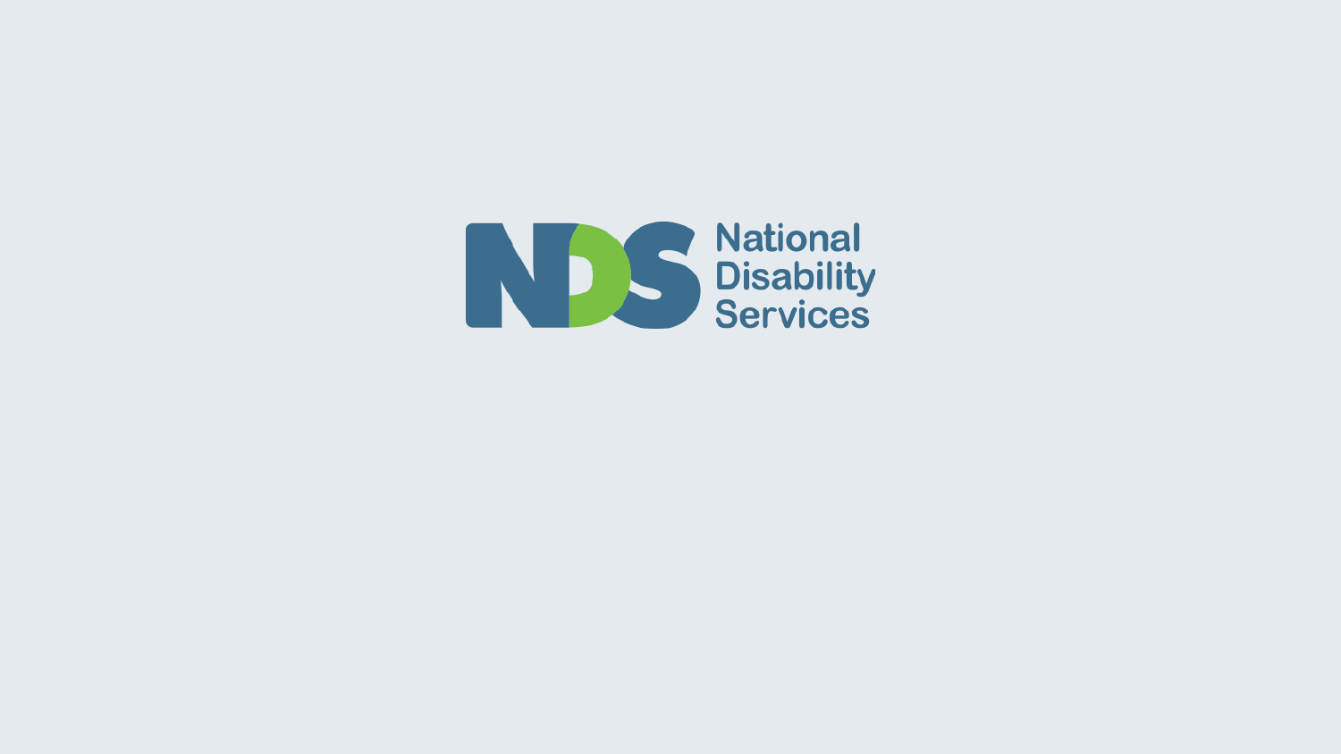National Disability Services